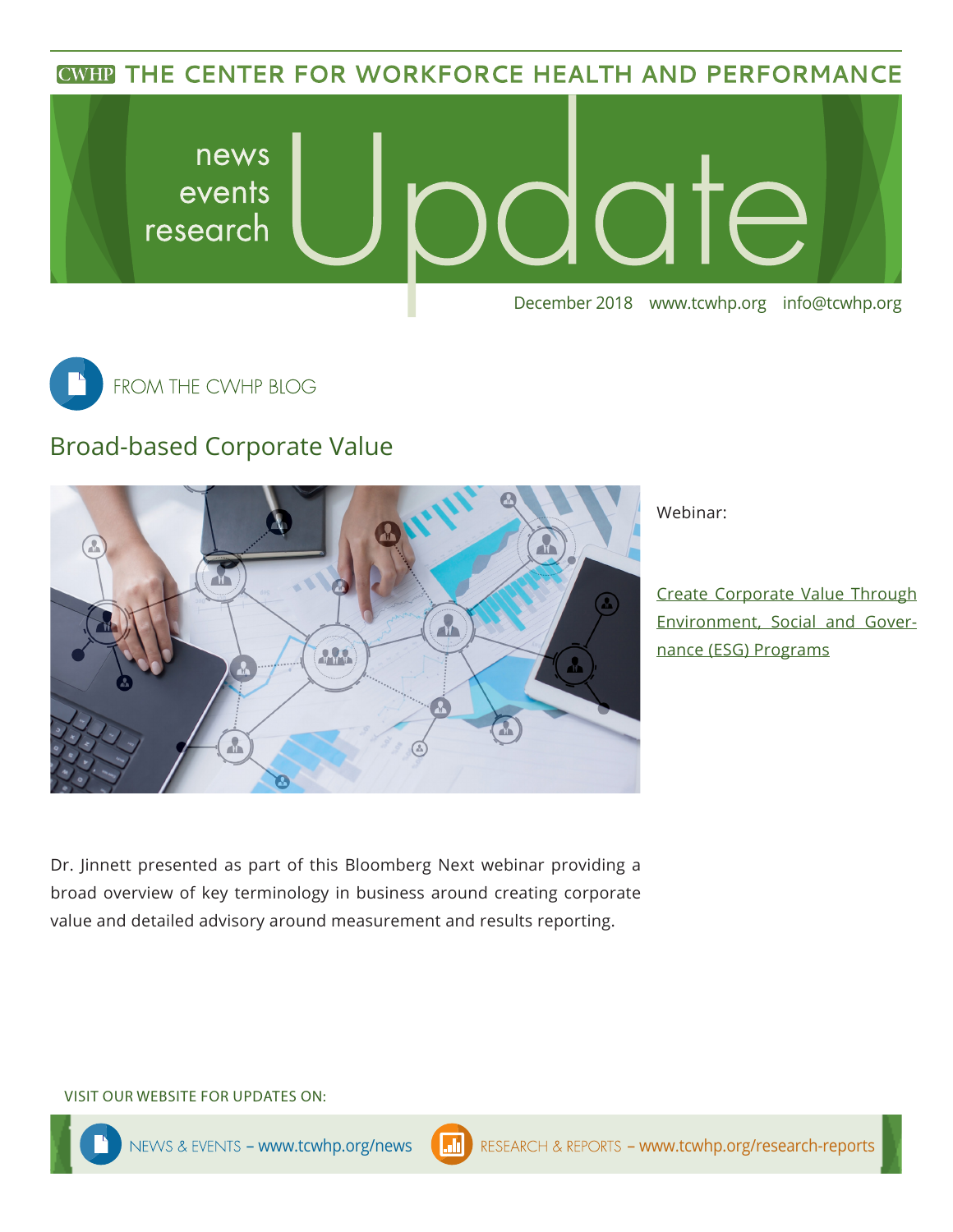# THE CENTER FOR WORKFORCE HEALTH AND PERFORMANCE

news
events
research

# Update

December 2018 www.tcwhp.org info@tcwhp.org

## FROM THE CWHP BLOG

### Broad-based Corporate Value

Webinar:

Create Corporate Value Through Environment, Social and Governance (ESG) Programs

Dr. Jinnett presented as part of this Bloomberg Next webinar providing a broad overview of key terminology in business around creating corporate value and detailed advisory around measurement and results reporting.

VISIT OUR WEBSITE FOR UPDATES ON:

NEWS & EVENTS – www.tcwhp.org/news

RESEARCH & REPORTS – www.tcwhp.org/research-reports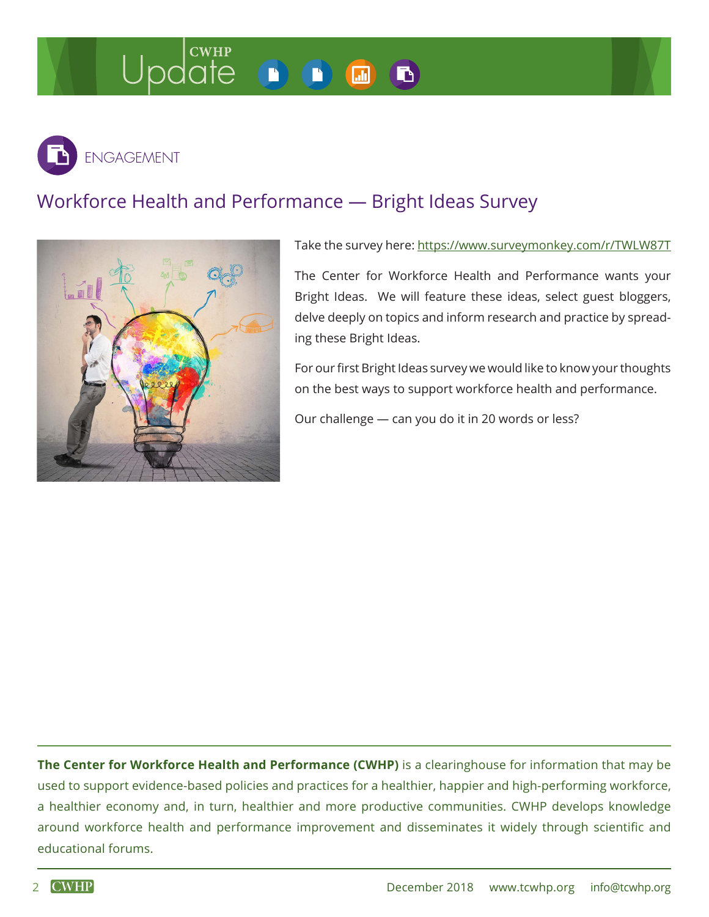## ENGAGEMENT

# Workforce Health and Performance — Bright Ideas Survey

Take the survey here: https://www.surveymonkey.com/r/TWLW87T

The Center for Workforce Health and Performance wants your Bright Ideas. We will feature these ideas, select guest bloggers, delve deeply on topics and inform research and practice by spreading these Bright Ideas.

For our first Bright Ideas survey we would like to know your thoughts on the best ways to support workforce health and performance.

Our challenge — can you do it in 20 words or less?

---

**The Center for Workforce Health and Performance (CWHP)** is a clearinghouse for information that may be used to support evidence-based policies and practices for a healthier, happier and high-performing workforce, a healthier economy and, in turn, healthier and more productive communities. CWHP develops knowledge around workforce health and performance improvement and disseminates it widely through scientific and educational forums.